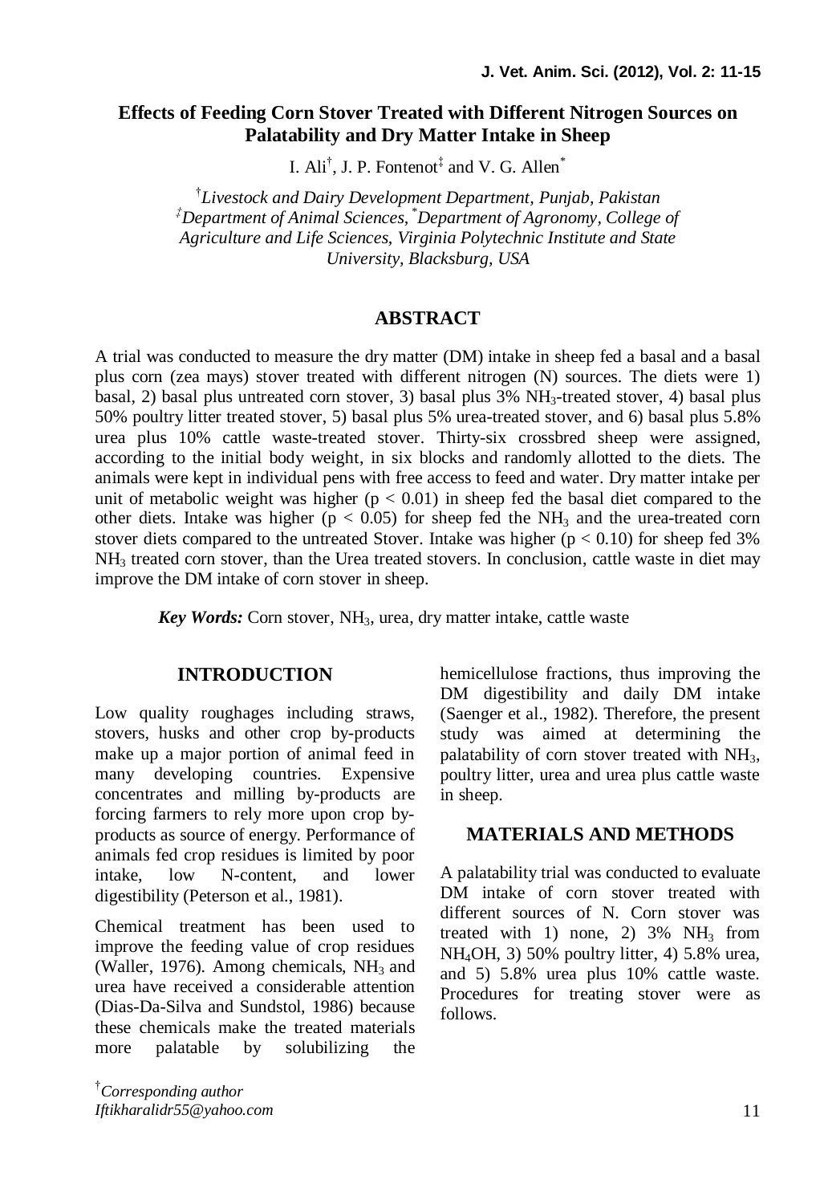# Effects of Feeding Corn Stover Treated with Different Nitrogen Sources on Palatability and Dry Matter Intake in Sheep

I. Ali[†], J. P. Fontenot[‡] and V. G. Allen[*]

[†]*Livestock and Dairy Development Department, Punjab, Pakistan*
[‡]*Department of Animal Sciences,* [*]*Department of Agronomy, College of Agriculture and Life Sciences, Virginia Polytechnic Institute and State University, Blacksburg, USA*

## ABSTRACT

A trial was conducted to measure the dry matter (DM) intake in sheep fed a basal and a basal plus corn (zea mays) stover treated with different nitrogen (N) sources. The diets were 1) basal, 2) basal plus untreated corn stover, 3) basal plus 3% $NH_3$-treated stover, 4) basal plus 50% poultry litter treated stover, 5) basal plus 5% urea-treated stover, and 6) basal plus 5.8% urea plus 10% cattle waste-treated stover. Thirty-six crossbred sheep were assigned, according to the initial body weight, in six blocks and randomly allotted to the diets. The animals were kept in individual pens with free access to feed and water. Dry matter intake per unit of metabolic weight was higher ($p < 0.01$) in sheep fed the basal diet compared to the other diets. Intake was higher ($p < 0.05$) for sheep fed the $NH_3$ and the urea-treated corn stover diets compared to the untreated Stover. Intake was higher ($p < 0.10$) for sheep fed 3% $NH_3$ treated corn stover, than the Urea treated stovers. In conclusion, cattle waste in diet may improve the DM intake of corn stover in sheep.

***Key Words:*** Corn stover, $NH_3$, urea, dry matter intake, cattle waste

## INTRODUCTION

Low quality roughages including straws, stovers, husks and other crop by-products make up a major portion of animal feed in many developing countries. Expensive concentrates and milling by-products are forcing farmers to rely more upon crop by-products as source of energy. Performance of animals fed crop residues is limited by poor intake, low N-content, and lower digestibility (Peterson et al., 1981).

Chemical treatment has been used to improve the feeding value of crop residues (Waller, 1976). Among chemicals, $NH_3$ and urea have received a considerable attention (Dias-Da-Silva and Sundstol, 1986) because these chemicals make the treated materials more palatable by solubilizing the hemicellulose fractions, thus improving the DM digestibility and daily DM intake (Saenger et al., 1982). Therefore, the present study was aimed at determining the palatability of corn stover treated with $NH_3$, poultry litter, urea and urea plus cattle waste in sheep.

## MATERIALS AND METHODS

A palatability trial was conducted to evaluate DM intake of corn stover treated with different sources of N. Corn stover was treated with 1) none, 2) 3% $NH_3$ from $NH_4OH$, 3) 50% poultry litter, 4) 5.8% urea, and 5) 5.8% urea plus 10% cattle waste. Procedures for treating stover were as follows.

[†]*Corresponding author*
*Iftikharalidr55@yahoo.com*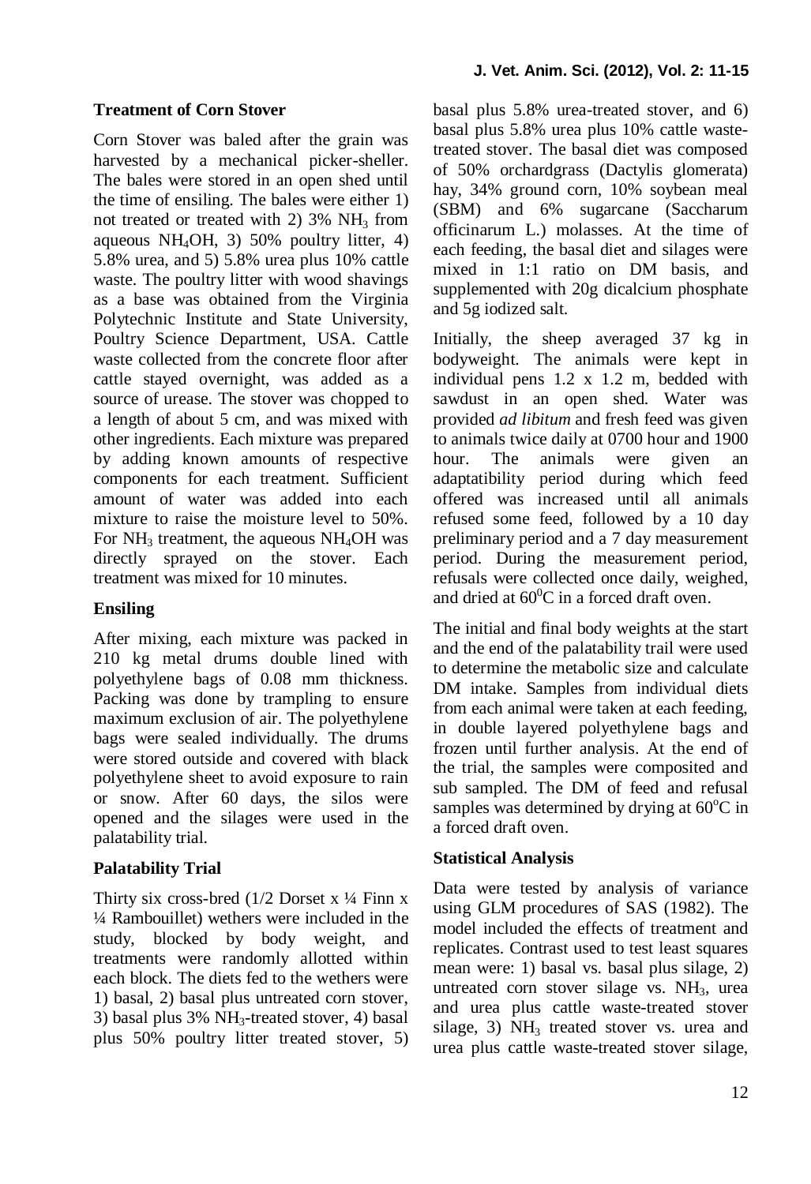## Treatment of Corn Stover

Corn Stover was baled after the grain was harvested by a mechanical picker-sheller. The bales were stored in an open shed until the time of ensiling. The bales were either 1) not treated or treated with 2) 3% $NH_3$ from aqueous $NH_4OH$, 3) 50% poultry litter, 4) 5.8% urea, and 5) 5.8% urea plus 10% cattle waste. The poultry litter with wood shavings as a base was obtained from the Virginia Polytechnic Institute and State University, Poultry Science Department, USA. Cattle waste collected from the concrete floor after cattle stayed overnight, was added as a source of urease. The stover was chopped to a length of about 5 cm, and was mixed with other ingredients. Each mixture was prepared by adding known amounts of respective components for each treatment. Sufficient amount of water was added into each mixture to raise the moisture level to 50%. For $NH_3$ treatment, the aqueous $NH_4OH$ was directly sprayed on the stover. Each treatment was mixed for 10 minutes.

## Ensiling

After mixing, each mixture was packed in 210 kg metal drums double lined with polyethylene bags of 0.08 mm thickness. Packing was done by trampling to ensure maximum exclusion of air. The polyethylene bags were sealed individually. The drums were stored outside and covered with black polyethylene sheet to avoid exposure to rain or snow. After 60 days, the silos were opened and the silages were used in the palatability trial.

## Palatability Trial

Thirty six cross-bred (1/2 Dorset x ¼ Finn x ¼ Rambouillet) wethers were included in the study, blocked by body weight, and treatments were randomly allotted within each block. The diets fed to the wethers were 1) basal, 2) basal plus untreated corn stover, 3) basal plus 3% $NH_3$-treated stover, 4) basal plus 50% poultry litter treated stover, 5) basal plus 5.8% urea-treated stover, and 6) basal plus 5.8% urea plus 10% cattle waste-treated stover. The basal diet was composed of 50% orchardgrass (Dactylis glomerata) hay, 34% ground corn, 10% soybean meal (SBM) and 6% sugarcane (Saccharum officinarum L.) molasses. At the time of each feeding, the basal diet and silages were mixed in 1:1 ratio on DM basis, and supplemented with 20g dicalcium phosphate and 5g iodized salt.

Initially, the sheep averaged 37 kg in bodyweight. The animals were kept in individual pens 1.2 x 1.2 m, bedded with sawdust in an open shed. Water was provided *ad libitum* and fresh feed was given to animals twice daily at 0700 hour and 1900 hour. The animals were given an adaptatibility period during which feed offered was increased until all animals refused some feed, followed by a 10 day preliminary period and a 7 day measurement period. During the measurement period, refusals were collected once daily, weighed, and dried at $60^0$C in a forced draft oven.

The initial and final body weights at the start and the end of the palatability trail were used to determine the metabolic size and calculate DM intake. Samples from individual diets from each animal were taken at each feeding, in double layered polyethylene bags and frozen until further analysis. At the end of the trial, the samples were composited and sub sampled. The DM of feed and refusal samples was determined by drying at $60^o$C in a forced draft oven.

## Statistical Analysis

Data were tested by analysis of variance using GLM procedures of SAS (1982). The model included the effects of treatment and replicates. Contrast used to test least squares mean were: 1) basal vs. basal plus silage, 2) untreated corn stover silage vs. $NH_3$, urea and urea plus cattle waste-treated stover silage, 3) $NH_3$ treated stover vs. urea and urea plus cattle waste-treated stover silage,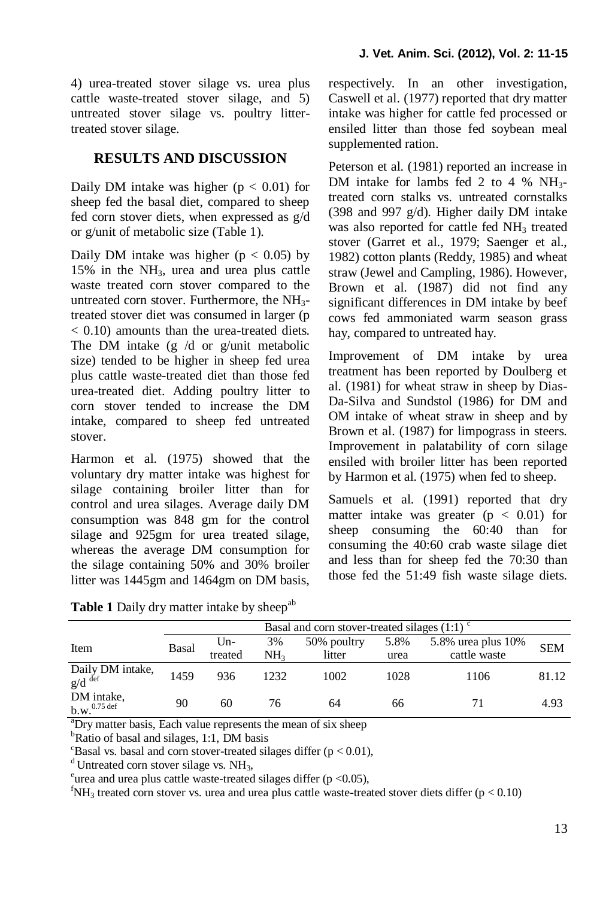4) urea-treated stover silage vs. urea plus cattle waste-treated stover silage, and 5) untreated stover silage vs. poultry litter-treated stover silage.

## RESULTS AND DISCUSSION

Daily DM intake was higher ($p < 0.01$) for sheep fed the basal diet, compared to sheep fed corn stover diets, when expressed as g/d or g/unit of metabolic size (Table 1).

Daily DM intake was higher ($p < 0.05$) by 15% in the $NH_3$, urea and urea plus cattle waste treated corn stover compared to the untreated corn stover. Furthermore, the $NH_3$-treated stover diet was consumed in larger ($p < 0.10$) amounts than the urea-treated diets. The DM intake (g /d or g/unit metabolic size) tended to be higher in sheep fed urea plus cattle waste-treated diet than those fed urea-treated diet. Adding poultry litter to corn stover tended to increase the DM intake, compared to sheep fed untreated stover.

Harmon et al. (1975) showed that the voluntary dry matter intake was highest for silage containing broiler litter than for control and urea silages. Average daily DM consumption was 848 gm for the control silage and 925gm for urea treated silage, whereas the average DM consumption for the silage containing 50% and 30% broiler litter was 1445gm and 1464gm on DM basis, respectively. In an other investigation, Caswell et al. (1977) reported that dry matter intake was higher for cattle fed processed or ensiled litter than those fed soybean meal supplemented ration.

Peterson et al. (1981) reported an increase in DM intake for lambs fed 2 to 4 % $NH_3$-treated corn stalks vs. untreated cornstalks (398 and 997 g/d). Higher daily DM intake was also reported for cattle fed $NH_3$ treated stover (Garret et al., 1979; Saenger et al., 1982) cotton plants (Reddy, 1985) and wheat straw (Jewel and Campling, 1986). However, Brown et al. (1987) did not find any significant differences in DM intake by beef cows fed ammoniated warm season grass hay, compared to untreated hay.

Improvement of DM intake by urea treatment has been reported by Doulberg et al. (1981) for wheat straw in sheep by Dias-Da-Silva and Sundstol (1986) for DM and OM intake of wheat straw in sheep and by Brown et al. (1987) for limpograss in steers. Improvement in palatability of corn silage ensiled with broiler litter has been reported by Harmon et al. (1975) when fed to sheep.

Samuels et al. (1991) reported that dry matter intake was greater ($p < 0.01$) for sheep consuming the 60:40 than for consuming the 40:60 crab waste silage diet and less than for sheep fed the 70:30 than those fed the 51:49 fish waste silage diets.

**Table 1** Daily dry matter intake by sheep[ab]

| Item | Basal and corn stover-treated silages (1:1) [c] | | | | | | |
|---|---|---|---|---|---|---|---|
| | Basal | Un-treated | 3% $NH_3$ | 50% poultry litter | 5.8% urea | 5.8% urea plus 10% cattle waste | SEM |
| Daily DM intake, g/d [def] | 1459 | 936 | 1232 | 1002 | 1028 | 1106 | 81.12 |
| DM intake, $b.w.^{0.75}$ [def] | 90 | 60 | 76 | 64 | 66 | 71 | 4.93 |

[a]Dry matter basis, Each value represents the mean of six sheep

[b]Ratio of basal and silages, 1:1, DM basis

[c]Basal vs. basal and corn stover-treated silages differ ($p < 0.01$),

[d]Untreated corn stover silage vs. $NH_3$,

[e]urea and urea plus cattle waste-treated silages differ ($p < 0.05$),

[f]$NH_3$ treated corn stover vs. urea and urea plus cattle waste-treated stover diets differ ($p < 0.10$)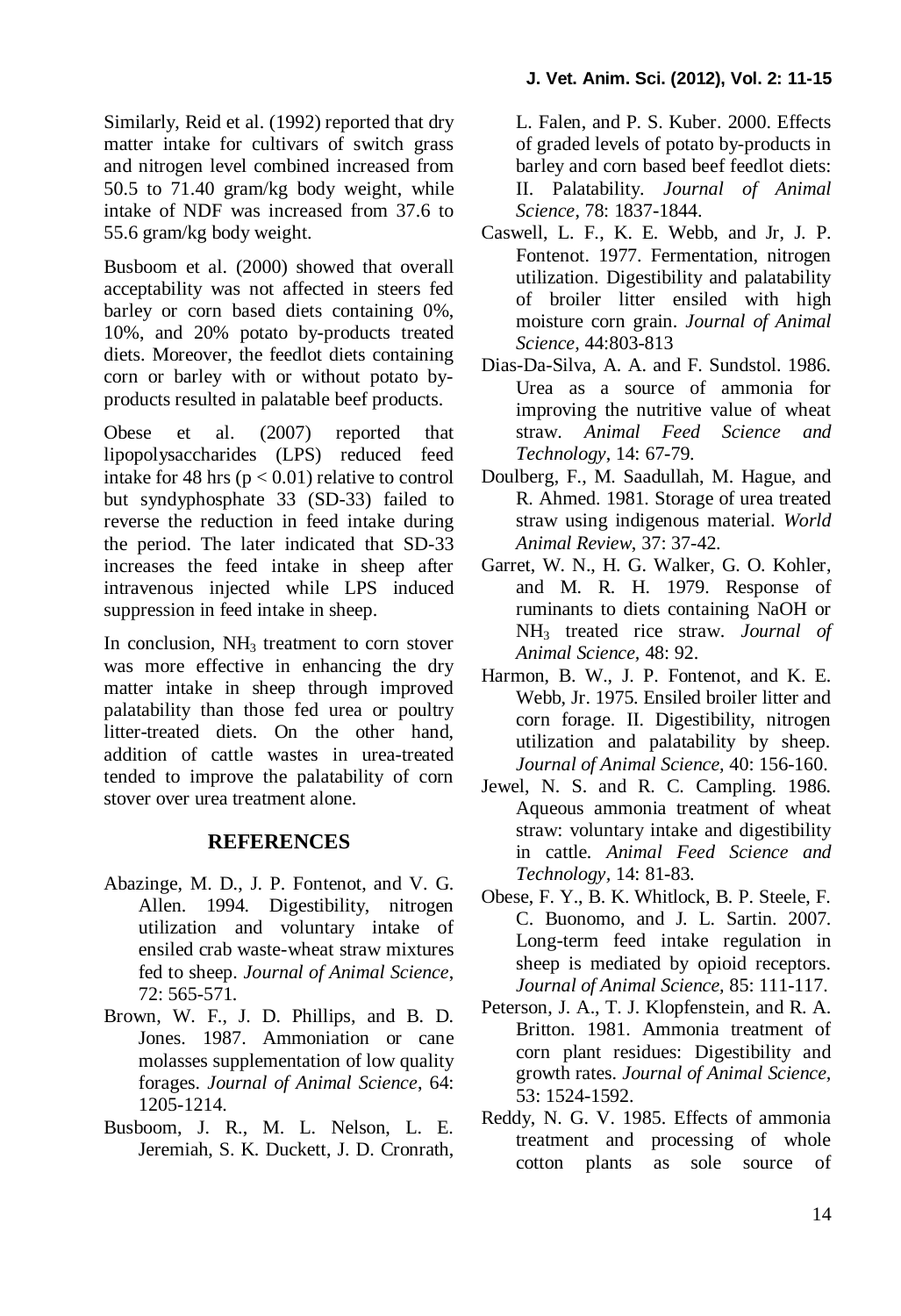Similarly, Reid et al. (1992) reported that dry matter intake for cultivars of switch grass and nitrogen level combined increased from 50.5 to 71.40 gram/kg body weight, while intake of NDF was increased from 37.6 to 55.6 gram/kg body weight.

Busboom et al. (2000) showed that overall acceptability was not affected in steers fed barley or corn based diets containing 0%, 10%, and 20% potato by-products treated diets. Moreover, the feedlot diets containing corn or barley with or without potato by-products resulted in palatable beef products.

Obese et al. (2007) reported that lipopolysaccharides (LPS) reduced feed intake for 48 hrs ($p < 0.01$) relative to control but syndyphosphate 33 (SD-33) failed to reverse the reduction in feed intake during the period. The later indicated that SD-33 increases the feed intake in sheep after intravenous injected while LPS induced suppression in feed intake in sheep.

In conclusion, $NH_3$ treatment to corn stover was more effective in enhancing the dry matter intake in sheep through improved palatability than those fed urea or poultry litter-treated diets. On the other hand, addition of cattle wastes in urea-treated tended to improve the palatability of corn stover over urea treatment alone.

## REFERENCES

Abazinge, M. D., J. P. Fontenot, and V. G. Allen. 1994. Digestibility, nitrogen utilization and voluntary intake of ensiled crab waste-wheat straw mixtures fed to sheep. *Journal of Animal Science*, 72: 565-571.

Brown, W. F., J. D. Phillips, and B. D. Jones. 1987. Ammoniation or cane molasses supplementation of low quality forages. *Journal of Animal Science*, 64: 1205-1214.

Busboom, J. R., M. L. Nelson, L. E. Jeremiah, S. K. Duckett, J. D. Cronrath, L. Falen, and P. S. Kuber. 2000. Effects of graded levels of potato by-products in barley and corn based beef feedlot diets: II. Palatability. *Journal of Animal Science*, 78: 1837-1844.

Caswell, L. F., K. E. Webb, and Jr, J. P. Fontenot. 1977. Fermentation, nitrogen utilization. Digestibility and palatability of broiler litter ensiled with high moisture corn grain. *Journal of Animal Science*, 44:803-813

Dias-Da-Silva, A. A. and F. Sundstol. 1986. Urea as a source of ammonia for improving the nutritive value of wheat straw. *Animal Feed Science and Technology*, 14: 67-79.

Doulberg, F., M. Saadullah, M. Hague, and R. Ahmed. 1981. Storage of urea treated straw using indigenous material. *World Animal Review*, 37: 37-42.

Garret, W. N., H. G. Walker, G. O. Kohler, and M. R. H. 1979. Response of ruminants to diets containing NaOH or $NH_3$ treated rice straw. *Journal of Animal Science*, 48: 92.

Harmon, B. W., J. P. Fontenot, and K. E. Webb, Jr. 1975. Ensiled broiler litter and corn forage. II. Digestibility, nitrogen utilization and palatability by sheep. *Journal of Animal Science*, 40: 156-160.

Jewel, N. S. and R. C. Campling. 1986. Aqueous ammonia treatment of wheat straw: voluntary intake and digestibility in cattle. *Animal Feed Science and Technology*, 14: 81-83.

Obese, F. Y., B. K. Whitlock, B. P. Steele, F. C. Buonomo, and J. L. Sartin. 2007. Long-term feed intake regulation in sheep is mediated by opioid receptors. *Journal of Animal Science*, 85: 111-117.

Peterson, J. A., T. J. Klopfenstein, and R. A. Britton. 1981. Ammonia treatment of corn plant residues: Digestibility and growth rates. *Journal of Animal Science*, 53: 1524-1592.

Reddy, N. G. V. 1985. Effects of ammonia treatment and processing of whole cotton plants as sole source of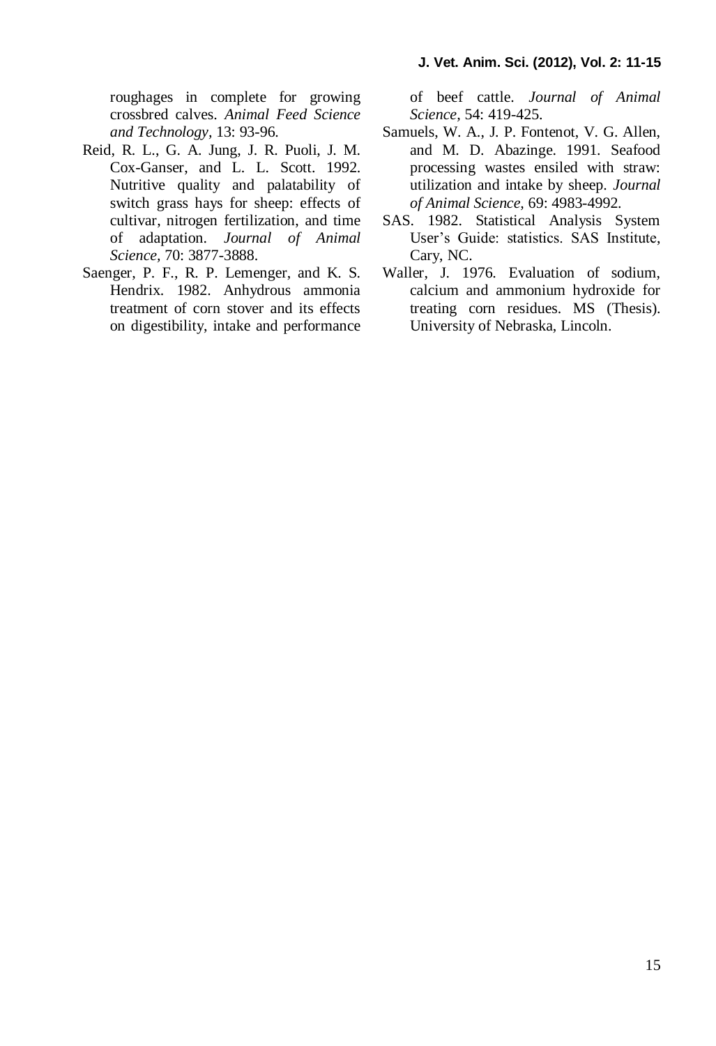roughages in complete for growing crossbred calves. *Animal Feed Science and Technology*, 13: 93-96.

Reid, R. L., G. A. Jung, J. R. Puoli, J. M. Cox-Ganser, and L. L. Scott. 1992. Nutritive quality and palatability of switch grass hays for sheep: effects of cultivar, nitrogen fertilization, and time of adaptation. *Journal of Animal Science*, 70: 3877-3888.

Saenger, P. F., R. P. Lemenger, and K. S. Hendrix. 1982. Anhydrous ammonia treatment of corn stover and its effects on digestibility, intake and performance of beef cattle. *Journal of Animal Science*, 54: 419-425.

Samuels, W. A., J. P. Fontenot, V. G. Allen, and M. D. Abazinge. 1991. Seafood processing wastes ensiled with straw: utilization and intake by sheep. *Journal of Animal Science*, 69: 4983-4992.

SAS. 1982. Statistical Analysis System User's Guide: statistics. SAS Institute, Cary, NC.

Waller, J. 1976. Evaluation of sodium, calcium and ammonium hydroxide for treating corn residues. MS (Thesis). University of Nebraska, Lincoln.